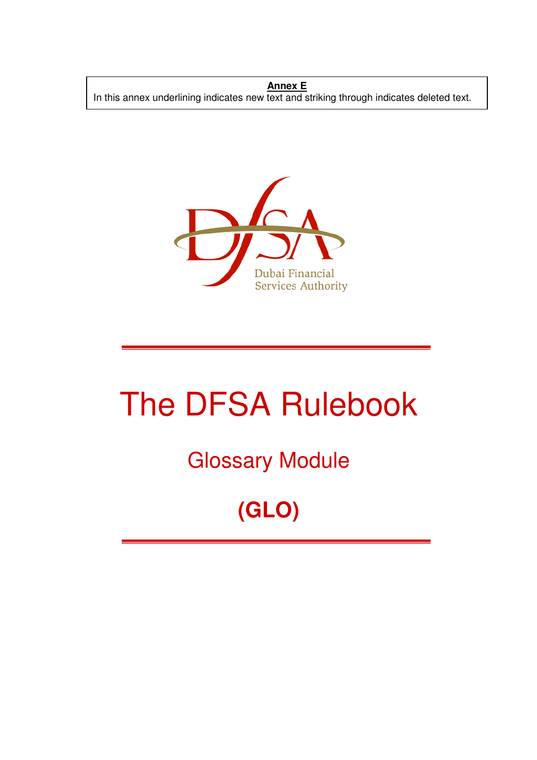**Annex E**

In this annex underlining indicates new text and striking through indicates deleted text.

Dubai Financial Services Authority

# The DFSA Rulebook

## Glossary Module

## (GLO)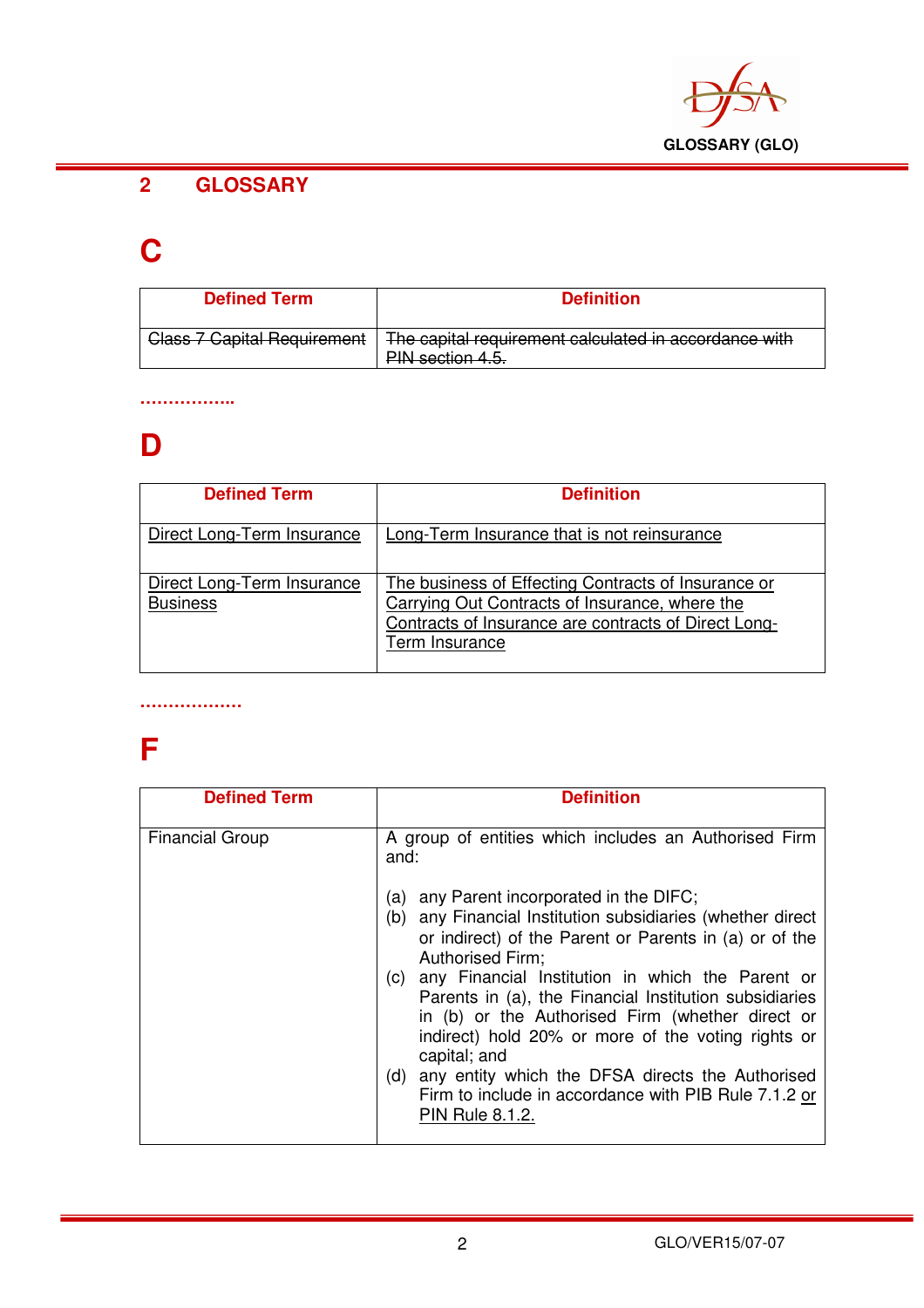## 2 GLOSSARY

# C

| Defined Term | Definition |
|---|---|
| ~~Class 7 Capital Requirement~~ | ~~The capital requirement calculated in accordance with PIN section 4.5.~~ |

……………..

# D

| Defined Term | Definition |
|---|---|
| Direct Long-Term Insurance | Long-Term Insurance that is not reinsurance |
| Direct Long-Term Insurance Business | The business of Effecting Contracts of Insurance or Carrying Out Contracts of Insurance, where the Contracts of Insurance are contracts of Direct Long-Term Insurance |

………………

# F

| Defined Term | Definition |
|---|---|
| Financial Group | A group of entities which includes an Authorised Firm and:<br><br>(a) any Parent incorporated in the DIFC;<br>(b) any Financial Institution subsidiaries (whether direct or indirect) of the Parent or Parents in (a) or of the Authorised Firm;<br>(c) any Financial Institution in which the Parent or Parents in (a), the Financial Institution subsidiaries in (b) or the Authorised Firm (whether direct or indirect) hold 20% or more of the voting rights or capital; and<br>(d) any entity which the DFSA directs the Authorised Firm to include in accordance with PIB Rule 7.1.2 or PIN Rule 8.1.2. |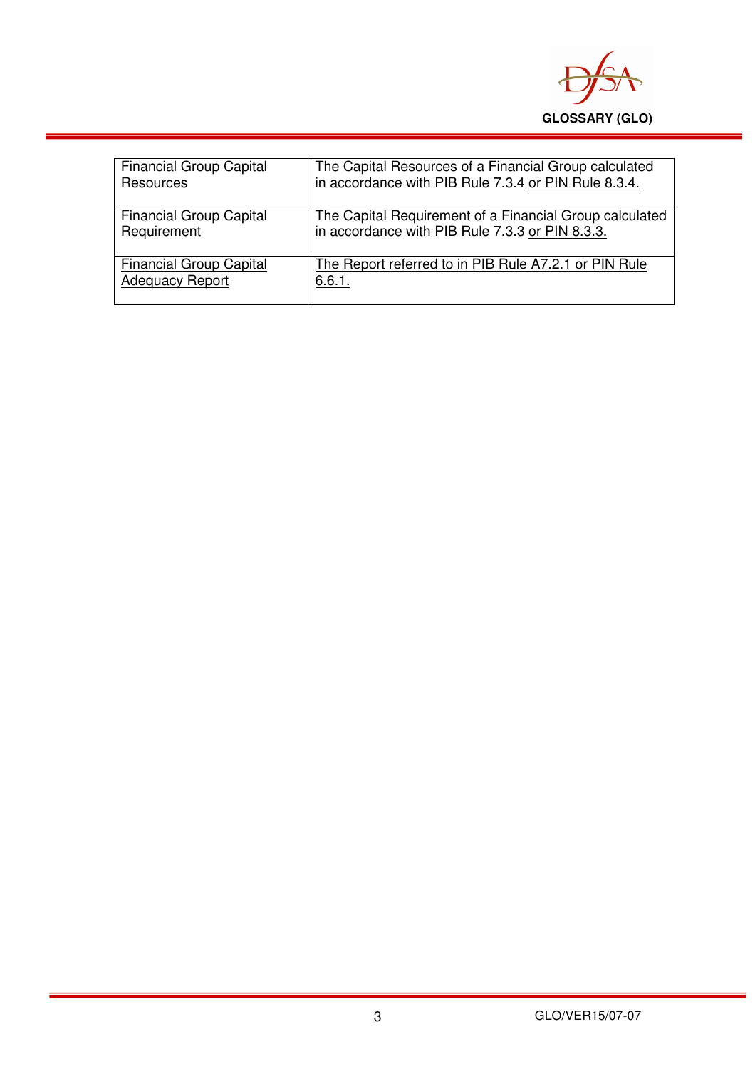| | |
|---|---|
| Financial Group Capital Resources | The Capital Resources of a Financial Group calculated in accordance with PIB Rule 7.3.4 or PIN Rule 8.3.4. |
| Financial Group Capital Requirement | The Capital Requirement of a Financial Group calculated in accordance with PIB Rule 7.3.3 or PIN 8.3.3. |
| Financial Group Capital Adequacy Report | The Report referred to in PIB Rule A7.2.1 or PIN Rule 6.6.1. |